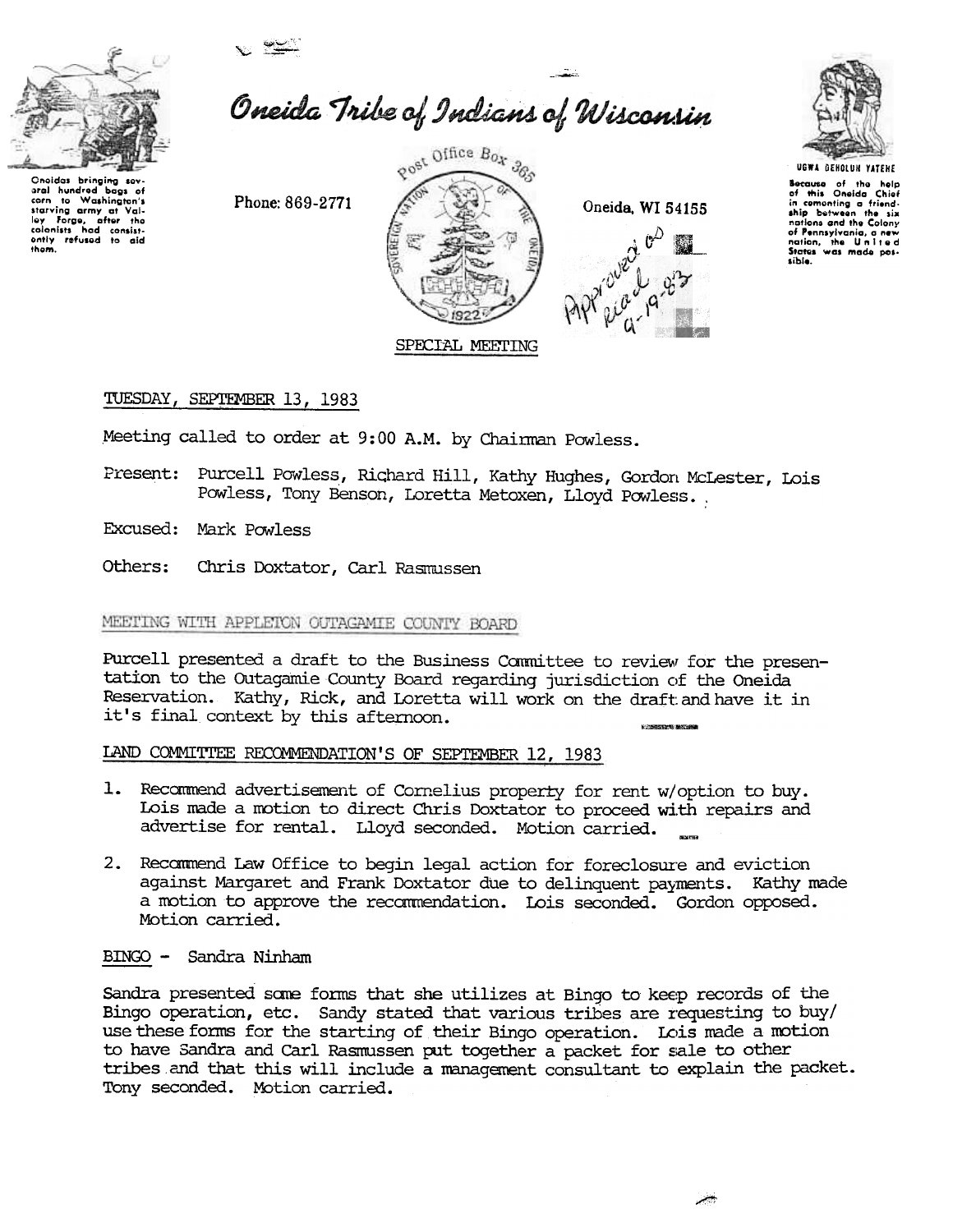# Oneida Tribe of Indians of Wisconsin

Oneidas bringing several hundred bags of corn to Washington's starving army at Valley Forge, after the colonists had consistently refused to aid them.

Phone: 869-2771

Post Office Box 365

Oneida, WI 54155

UGWA DEHOLUN YATEHE

Because of the help of this Oneida Chief in cementing a friendship between the six nations and the Colony of Pennsylvania, a new nation, the United States was made possible.

Approved as read 9-19-83

SPECIAL MEETING

TUESDAY, SEPTEMBER 13, 1983

Meeting called to order at 9:00 A.M. by Chairman Powless.

Present: Purcell Powless, Richard Hill, Kathy Hughes, Gordon McLester, Lois Powless, Tony Benson, Loretta Metoxen, Lloyd Powless.

Excused: Mark Powless

Others: Chris Doxtator, Carl Rasmussen

MEETING WITH APPLETON OUTAGAMIE COUNTY BOARD

Purcell presented a draft to the Business Committee to review for the presentation to the Outagamie County Board regarding jurisdiction of the Oneida Reservation. Kathy, Rick, and Loretta will work on the draft and have it in it's final context by this afternoon.

LAND COMMITTEE RECOMMENDATION'S OF SEPTEMBER 12, 1983

1. Recommend advertisement of Cornelius property for rent w/option to buy. Lois made a motion to direct Chris Doxtator to proceed with repairs and advertise for rental. Lloyd seconded. Motion carried.

2. Recommend Law Office to begin legal action for foreclosure and eviction against Margaret and Frank Doxtator due to delinquent payments. Kathy made a motion to approve the recommendation. Lois seconded. Gordon opposed. Motion carried.

BINGO - Sandra Ninham

Sandra presented some forms that she utilizes at Bingo to keep records of the Bingo operation, etc. Sandy stated that various tribes are requesting to buy/use these forms for the starting of their Bingo operation. Lois made a motion to have Sandra and Carl Rasmussen put together a packet for sale to other tribes and that this will include a management consultant to explain the packet. Tony seconded. Motion carried.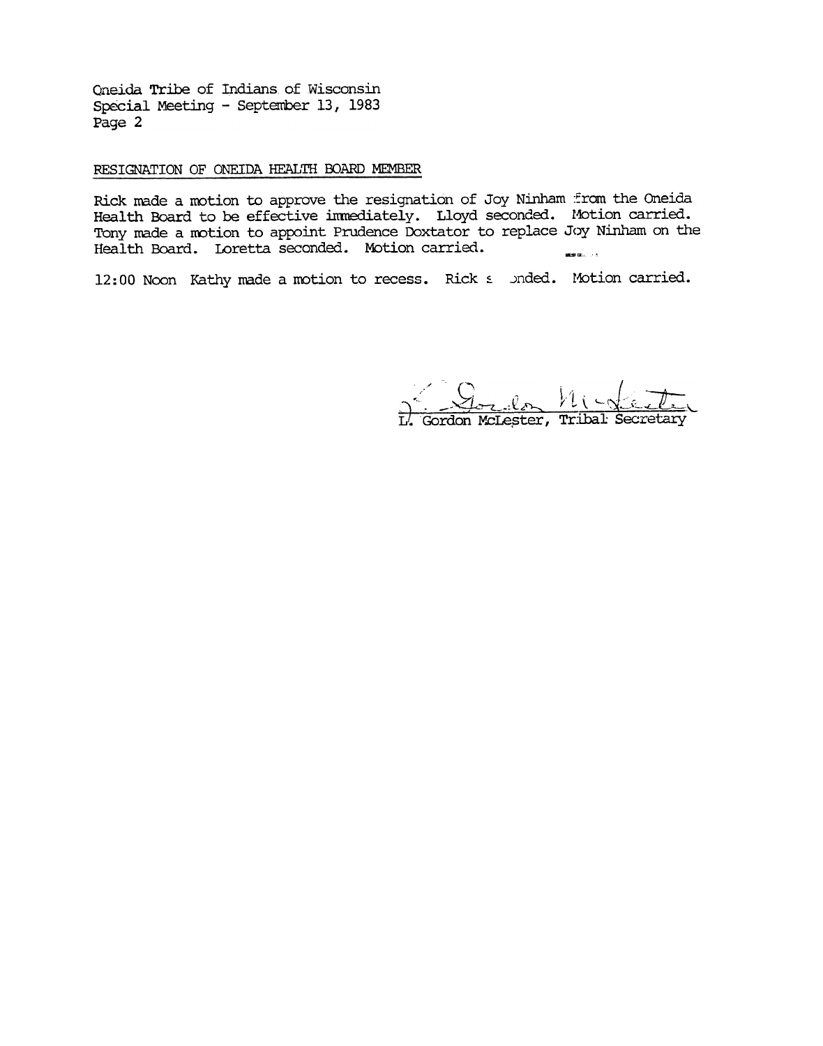Oneida Tribe of Indians of Wisconsin
Special Meeting - September 13, 1983
Page 2

RESIGNATION OF ONEIDA HEALTH BOARD MEMBER

Rick made a motion to approve the resignation of Joy Ninham from the Oneida Health Board to be effective immediately. Lloyd seconded. Motion carried. Tony made a motion to appoint Prudence Doxtator to replace Joy Ninham on the Health Board. Loretta seconded. Motion carried.

12:00 Noon Kathy made a motion to recess. Rick s onded. Motion carried.

L. Gordon McLester, Tribal Secretary